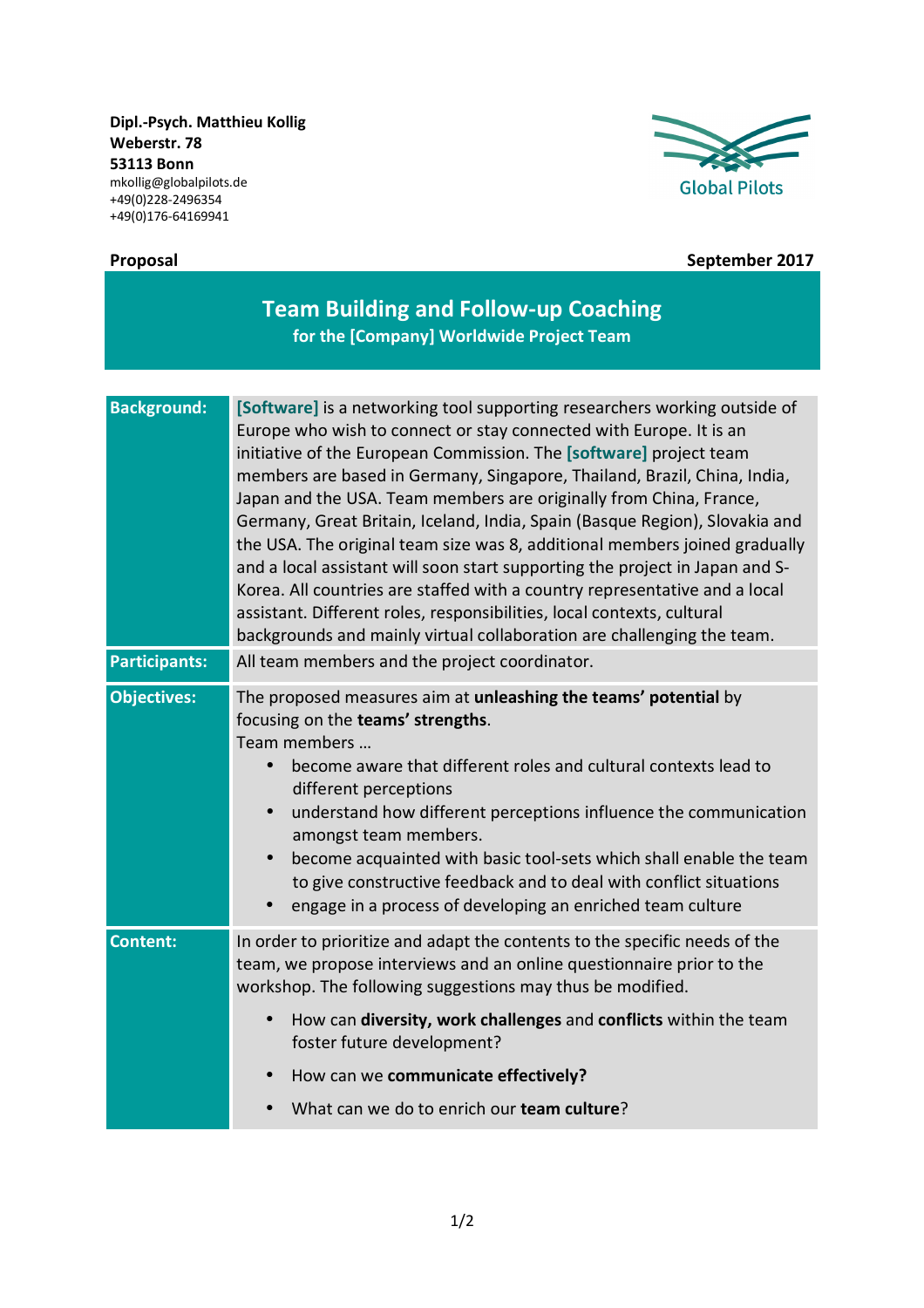**Dipl.-Psych. Matthieu Kollig**
**Weberstr. 78**
**53113 Bonn**
mkollig@globalpilots.de
+49(0)228-2496354
+49(0)176-64169941

Global Pilots

**Proposal** | **September 2017**

# Team Building and Follow-up Coaching

**for the [Company] Worldwide Project Team**

| | |
|---|---|
| **Background:** | **[Software]** is a networking tool supporting researchers working outside of Europe who wish to connect or stay connected with Europe. It is an initiative of the European Commission. The **[software]** project team members are based in Germany, Singapore, Thailand, Brazil, China, India, Japan and the USA. Team members are originally from China, France, Germany, Great Britain, Iceland, India, Spain (Basque Region), Slovakia and the USA. The original team size was 8, additional members joined gradually and a local assistant will soon start supporting the project in Japan and S-Korea. All countries are staffed with a country representative and a local assistant. Different roles, responsibilities, local contexts, cultural backgrounds and mainly virtual collaboration are challenging the team. |
| **Participants:** | All team members and the project coordinator. |
| **Objectives:** | The proposed measures aim at **unleashing the teams' potential** by focusing on the **teams' strengths**.<br>Team members …<br>• become aware that different roles and cultural contexts lead to different perceptions<br>• understand how different perceptions influence the communication amongst team members.<br>• become acquainted with basic tool-sets which shall enable the team to give constructive feedback and to deal with conflict situations<br>• engage in a process of developing an enriched team culture |
| **Content:** | In order to prioritize and adapt the contents to the specific needs of the team, we propose interviews and an online questionnaire prior to the workshop. The following suggestions may thus be modified.<br>• How can **diversity, work challenges** and **conflicts** within the team foster future development?<br>• How can we **communicate effectively?**<br>• What can we do to enrich our **team culture**? |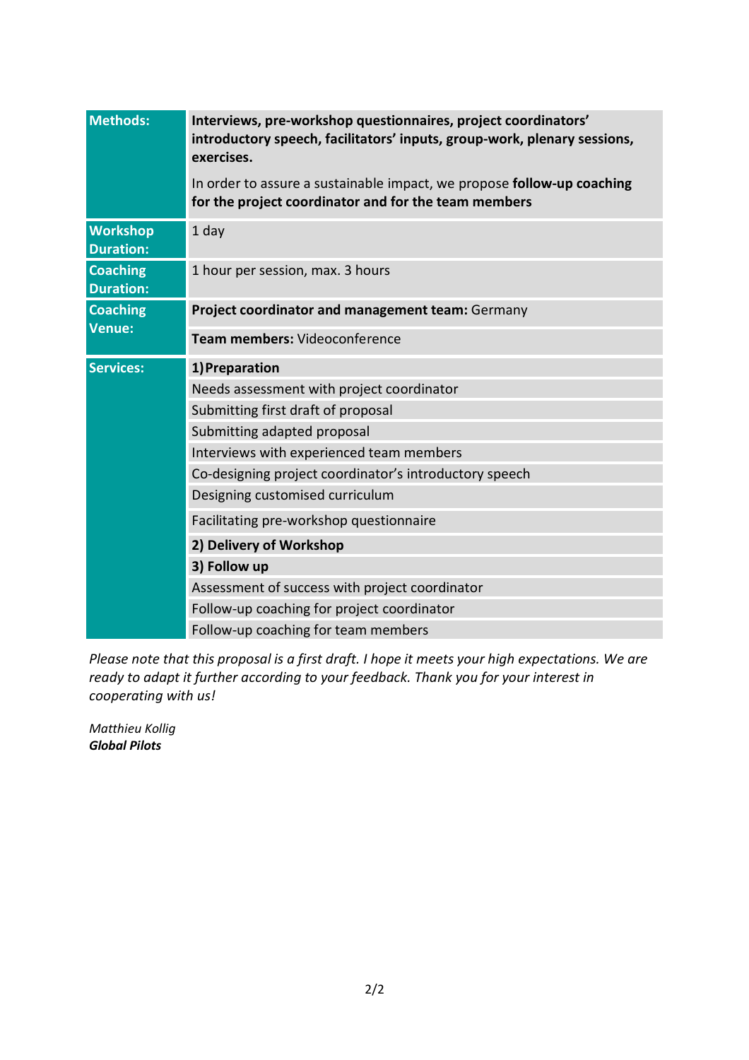| | |
|---|---|
| **Methods:** | **Interviews, pre-workshop questionnaires, project coordinators' introductory speech, facilitators' inputs, group-work, plenary sessions, exercises.** In order to assure a sustainable impact, we propose **follow-up coaching for the project coordinator and for the team members** |
| **Workshop Duration:** | 1 day |
| **Coaching Duration:** | 1 hour per session, max. 3 hours |
| **Coaching Venue:** | **Project coordinator and management team:** Germany |
| | **Team members:** Videoconference |
| **Services:** | **1) Preparation** |
| | Needs assessment with project coordinator |
| | Submitting first draft of proposal |
| | Submitting adapted proposal |
| | Interviews with experienced team members |
| | Co-designing project coordinator's introductory speech |
| | Designing customised curriculum |
| | Facilitating pre-workshop questionnaire |
| | **2) Delivery of Workshop** |
| | **3) Follow up** |
| | Assessment of success with project coordinator |
| | Follow-up coaching for project coordinator |
| | Follow-up coaching for team members |

*Please note that this proposal is a first draft. I hope it meets your high expectations. We are ready to adapt it further according to your feedback. Thank you for your interest in cooperating with us!*

*Matthieu Kollig*
***Global Pilots***